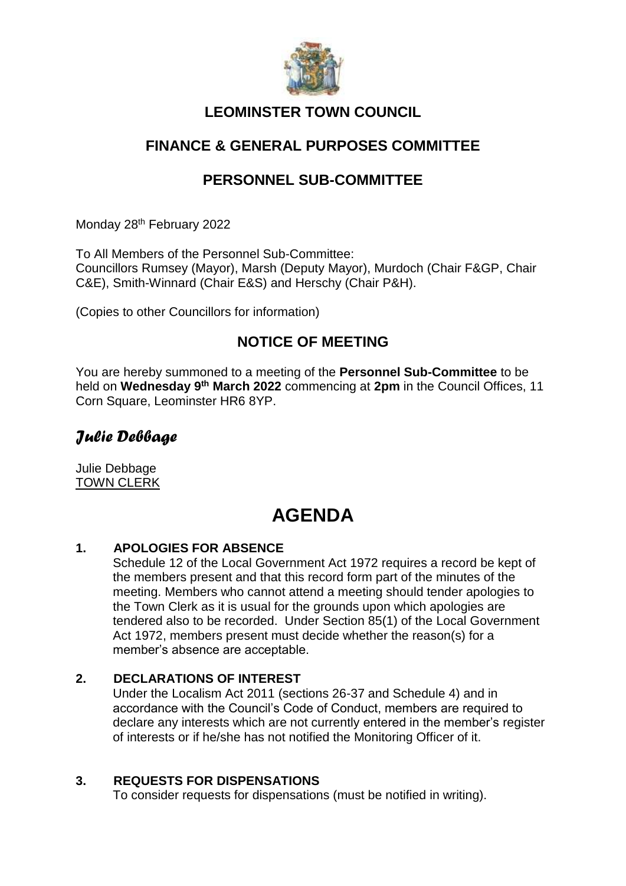# LEOMINSTER TOWN COUNCIL

## FINANCE & GENERAL PURPOSES COMMITTEE

## PERSONNEL SUB-COMMITTEE

Monday 28th February 2022

To All Members of the Personnel Sub-Committee:
Councillors Rumsey (Mayor), Marsh (Deputy Mayor), Murdoch (Chair F&GP, Chair C&E), Smith-Winnard (Chair E&S) and Herschy (Chair P&H).

(Copies to other Councillors for information)

## NOTICE OF MEETING

You are hereby summoned to a meeting of the **Personnel Sub-Committee** to be held on **Wednesday 9th March 2022** commencing at **2pm** in the Council Offices, 11 Corn Square, Leominster HR6 8YP.

***Julie Debbage***

Julie Debbage
TOWN CLERK

# AGENDA

**1. APOLOGIES FOR ABSENCE**

Schedule 12 of the Local Government Act 1972 requires a record be kept of the members present and that this record form part of the minutes of the meeting. Members who cannot attend a meeting should tender apologies to the Town Clerk as it is usual for the grounds upon which apologies are tendered also to be recorded. Under Section 85(1) of the Local Government Act 1972, members present must decide whether the reason(s) for a member's absence are acceptable.

**2. DECLARATIONS OF INTEREST**

Under the Localism Act 2011 (sections 26-37 and Schedule 4) and in accordance with the Council's Code of Conduct, members are required to declare any interests which are not currently entered in the member's register of interests or if he/she has not notified the Monitoring Officer of it.

**3. REQUESTS FOR DISPENSATIONS**

To consider requests for dispensations (must be notified in writing).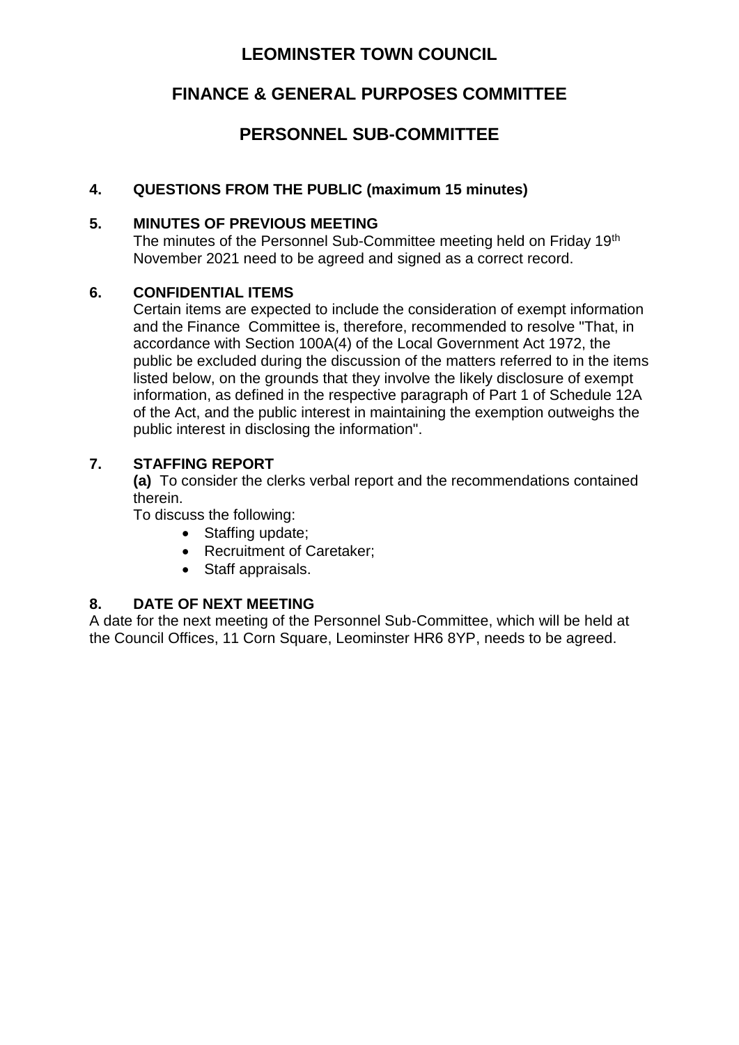# LEOMINSTER TOWN COUNCIL

## FINANCE & GENERAL PURPOSES COMMITTEE

## PERSONNEL SUB-COMMITTEE

**4. QUESTIONS FROM THE PUBLIC (maximum 15 minutes)**

**5. MINUTES OF PREVIOUS MEETING**

The minutes of the Personnel Sub-Committee meeting held on Friday 19th November 2021 need to be agreed and signed as a correct record.

**6. CONFIDENTIAL ITEMS**

Certain items are expected to include the consideration of exempt information and the Finance Committee is, therefore, recommended to resolve "That, in accordance with Section 100A(4) of the Local Government Act 1972, the public be excluded during the discussion of the matters referred to in the items listed below, on the grounds that they involve the likely disclosure of exempt information, as defined in the respective paragraph of Part 1 of Schedule 12A of the Act, and the public interest in maintaining the exemption outweighs the public interest in disclosing the information".

**7. STAFFING REPORT**

**(a)** To consider the clerks verbal report and the recommendations contained therein.

To discuss the following:

- Staffing update;
- Recruitment of Caretaker;
- Staff appraisals.

**8. DATE OF NEXT MEETING**

A date for the next meeting of the Personnel Sub-Committee, which will be held at the Council Offices, 11 Corn Square, Leominster HR6 8YP, needs to be agreed.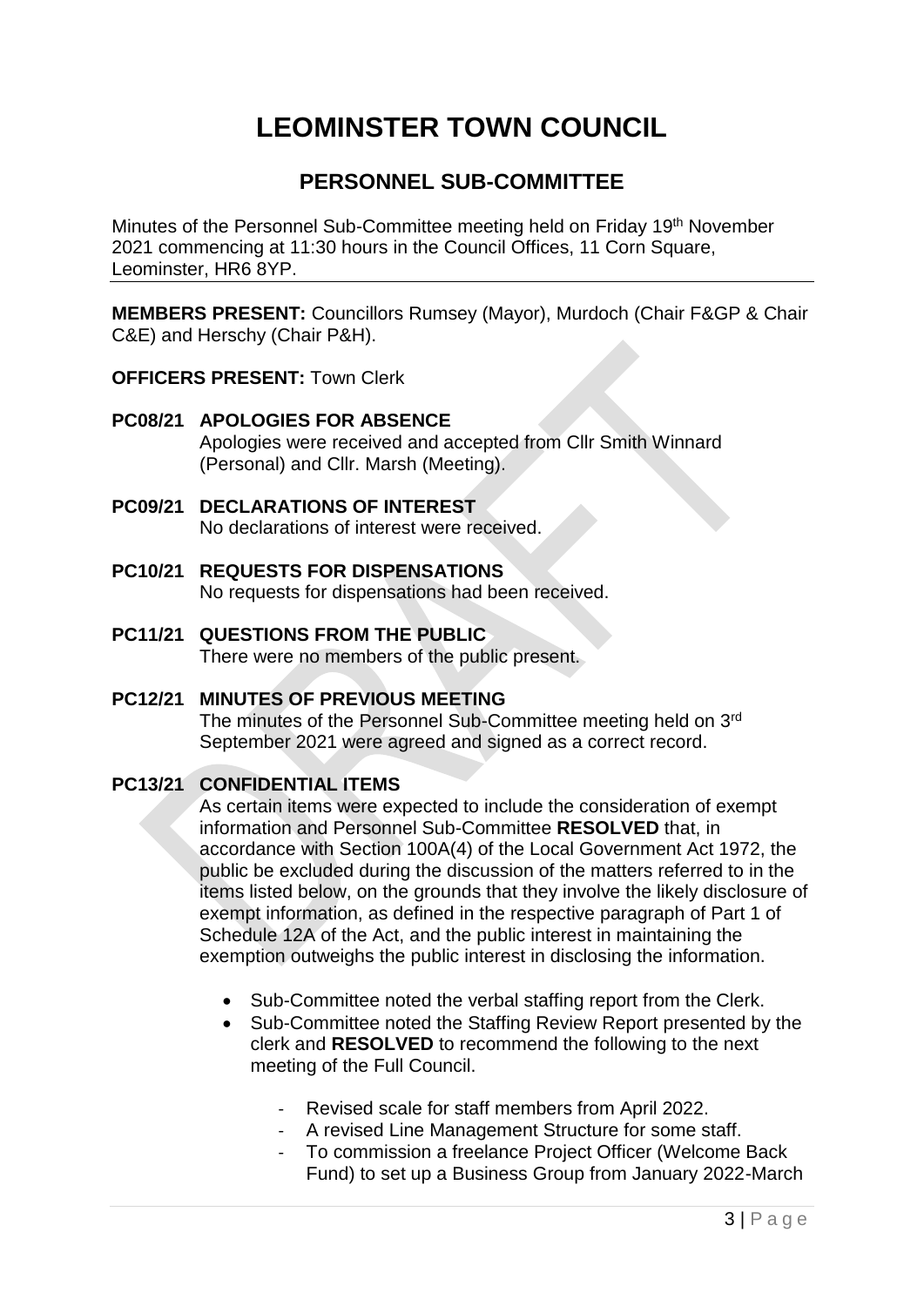# LEOMINSTER TOWN COUNCIL

## PERSONNEL SUB-COMMITTEE

Minutes of the Personnel Sub-Committee meeting held on Friday 19th November 2021 commencing at 11:30 hours in the Council Offices, 11 Corn Square, Leominster, HR6 8YP.

---

**MEMBERS PRESENT:** Councillors Rumsey (Mayor), Murdoch (Chair F&GP & Chair C&E) and Herschy (Chair P&H).

**OFFICERS PRESENT:** Town Clerk

**PC08/21 APOLOGIES FOR ABSENCE**
Apologies were received and accepted from Cllr Smith Winnard (Personal) and Cllr. Marsh (Meeting).

**PC09/21 DECLARATIONS OF INTEREST**
No declarations of interest were received.

**PC10/21 REQUESTS FOR DISPENSATIONS**
No requests for dispensations had been received.

**PC11/21 QUESTIONS FROM THE PUBLIC**
There were no members of the public present.

**PC12/21 MINUTES OF PREVIOUS MEETING**
The minutes of the Personnel Sub-Committee meeting held on 3rd September 2021 were agreed and signed as a correct record.

**PC13/21 CONFIDENTIAL ITEMS**
As certain items were expected to include the consideration of exempt information and Personnel Sub-Committee **RESOLVED** that, in accordance with Section 100A(4) of the Local Government Act 1972, the public be excluded during the discussion of the matters referred to in the items listed below, on the grounds that they involve the likely disclosure of exempt information, as defined in the respective paragraph of Part 1 of Schedule 12A of the Act, and the public interest in maintaining the exemption outweighs the public interest in disclosing the information.

- Sub-Committee noted the verbal staffing report from the Clerk.
- Sub-Committee noted the Staffing Review Report presented by the clerk and **RESOLVED** to recommend the following to the next meeting of the Full Council.
    - Revised scale for staff members from April 2022.
    - A revised Line Management Structure for some staff.
    - To commission a freelance Project Officer (Welcome Back Fund) to set up a Business Group from January 2022-March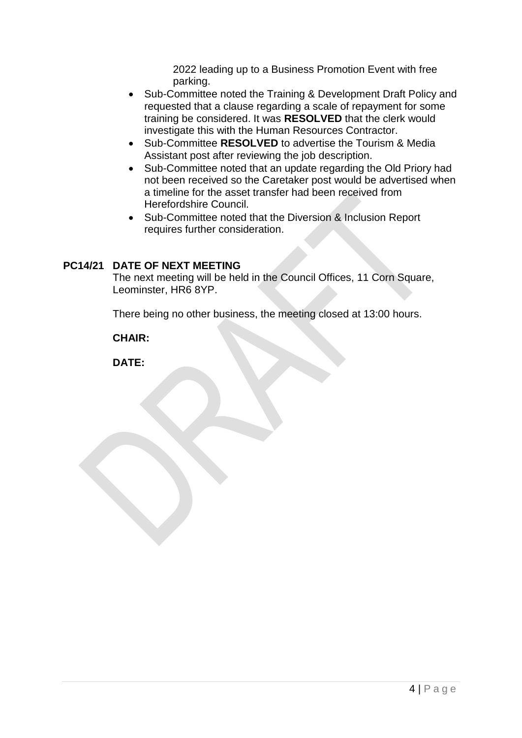2022 leading up to a Business Promotion Event with free parking.

- Sub-Committee noted the Training & Development Draft Policy and requested that a clause regarding a scale of repayment for some training be considered. It was **RESOLVED** that the clerk would investigate this with the Human Resources Contractor.
- Sub-Committee **RESOLVED** to advertise the Tourism & Media Assistant post after reviewing the job description.
- Sub-Committee noted that an update regarding the Old Priory had not been received so the Caretaker post would be advertised when a timeline for the asset transfer had been received from Herefordshire Council.
- Sub-Committee noted that the Diversion & Inclusion Report requires further consideration.

**PC14/21 DATE OF NEXT MEETING**

The next meeting will be held in the Council Offices, 11 Corn Square, Leominster, HR6 8YP.

There being no other business, the meeting closed at 13:00 hours.

**CHAIR:**

**DATE:**